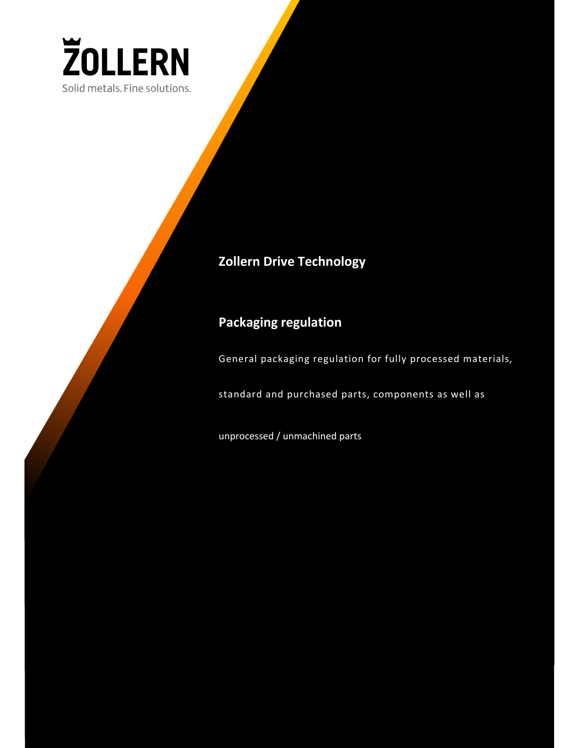ŽOLLERN

Solid metals. Fine solutions.

# Zollern Drive Technology

## Packaging regulation

General packaging regulation for fully processed materials, standard and purchased parts, components as well as unprocessed / unmachined parts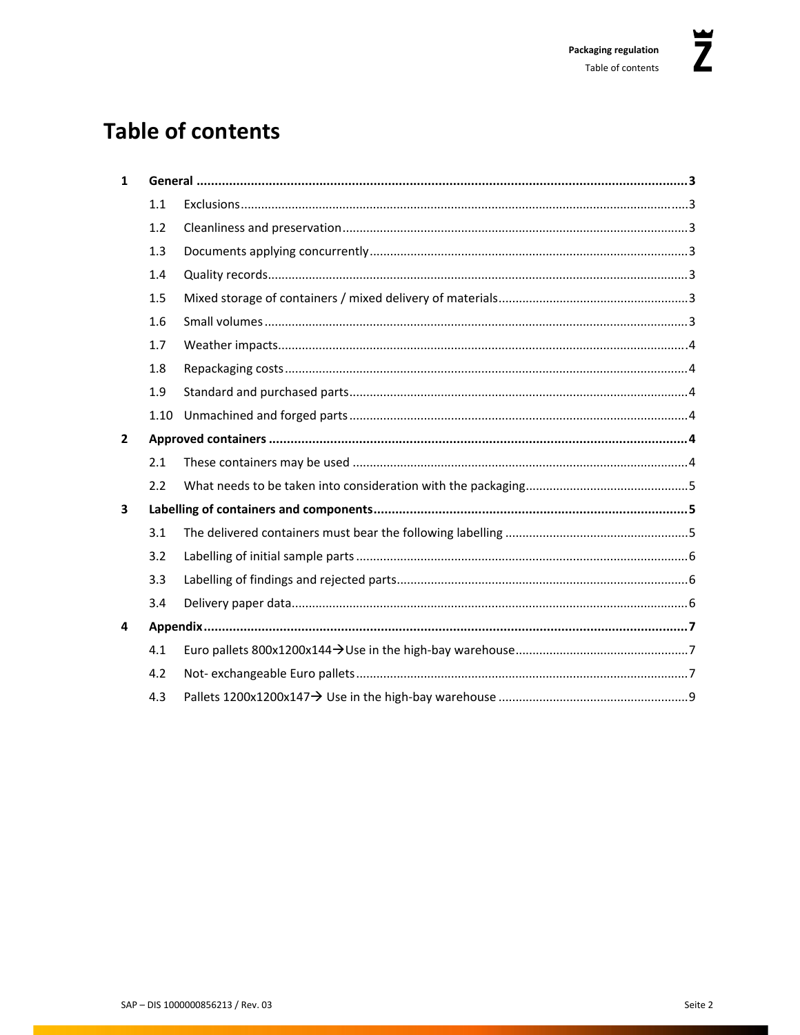# Table of contents

**1 General ........................................................................................................................................... 3**

1.1 Exclusions ................................................................................................................................. 3

1.2 Cleanliness and preservation ..................................................................................................... 3

1.3 Documents applying concurrently ............................................................................................ 3

1.4 Quality records .......................................................................................................................... 3

1.5 Mixed storage of containers / mixed delivery of materials ....................................................... 3

1.6 Small volumes ........................................................................................................................... 3

1.7 Weather impacts ....................................................................................................................... 4

1.8 Repackaging costs ..................................................................................................................... 4

1.9 Standard and purchased parts .................................................................................................. 4

1.10 Unmachined and forged parts .................................................................................................. 4

**2 Approved containers .................................................................................................................... 4**

2.1 These containers may be used .................................................................................................. 4

2.2 What needs to be taken into consideration with the packaging ................................................ 5

**3 Labelling of containers and components ....................................................................................... 5**

3.1 The delivered containers must bear the following labelling ..................................................... 5

3.2 Labelling of initial sample parts ................................................................................................ 6

3.3 Labelling of findings and rejected parts .................................................................................... 6

3.4 Delivery paper data ................................................................................................................... 6

**4 Appendix ...................................................................................................................................... 7**

4.1 Euro pallets 800x1200x144→Use in the high-bay warehouse .................................................. 7

4.2 Not- exchangeable Euro pallets ................................................................................................ 7

4.3 Pallets 1200x1200x147→ Use in the high-bay warehouse ....................................................... 9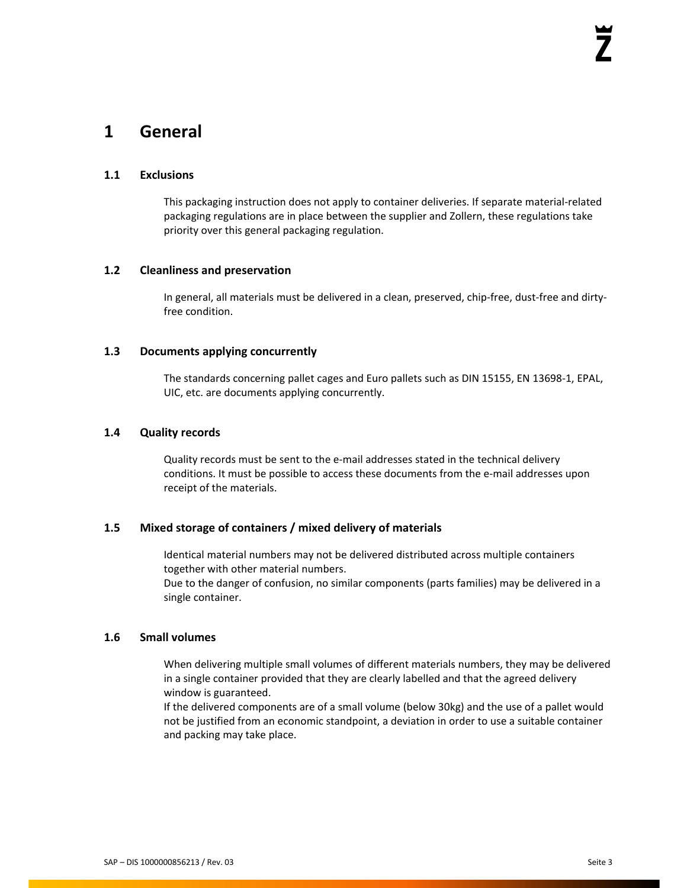# 1 General

## 1.1 Exclusions

This packaging instruction does not apply to container deliveries. If separate material-related packaging regulations are in place between the supplier and Zollern, these regulations take priority over this general packaging regulation.

## 1.2 Cleanliness and preservation

In general, all materials must be delivered in a clean, preserved, chip-free, dust-free and dirty-free condition.

## 1.3 Documents applying concurrently

The standards concerning pallet cages and Euro pallets such as DIN 15155, EN 13698-1, EPAL, UIC, etc. are documents applying concurrently.

## 1.4 Quality records

Quality records must be sent to the e-mail addresses stated in the technical delivery conditions. It must be possible to access these documents from the e-mail addresses upon receipt of the materials.

## 1.5 Mixed storage of containers / mixed delivery of materials

Identical material numbers may not be delivered distributed across multiple containers together with other material numbers.
Due to the danger of confusion, no similar components (parts families) may be delivered in a single container.

## 1.6 Small volumes

When delivering multiple small volumes of different materials numbers, they may be delivered in a single container provided that they are clearly labelled and that the agreed delivery window is guaranteed.
If the delivered components are of a small volume (below 30kg) and the use of a pallet would not be justified from an economic standpoint, a deviation in order to use a suitable container and packing may take place.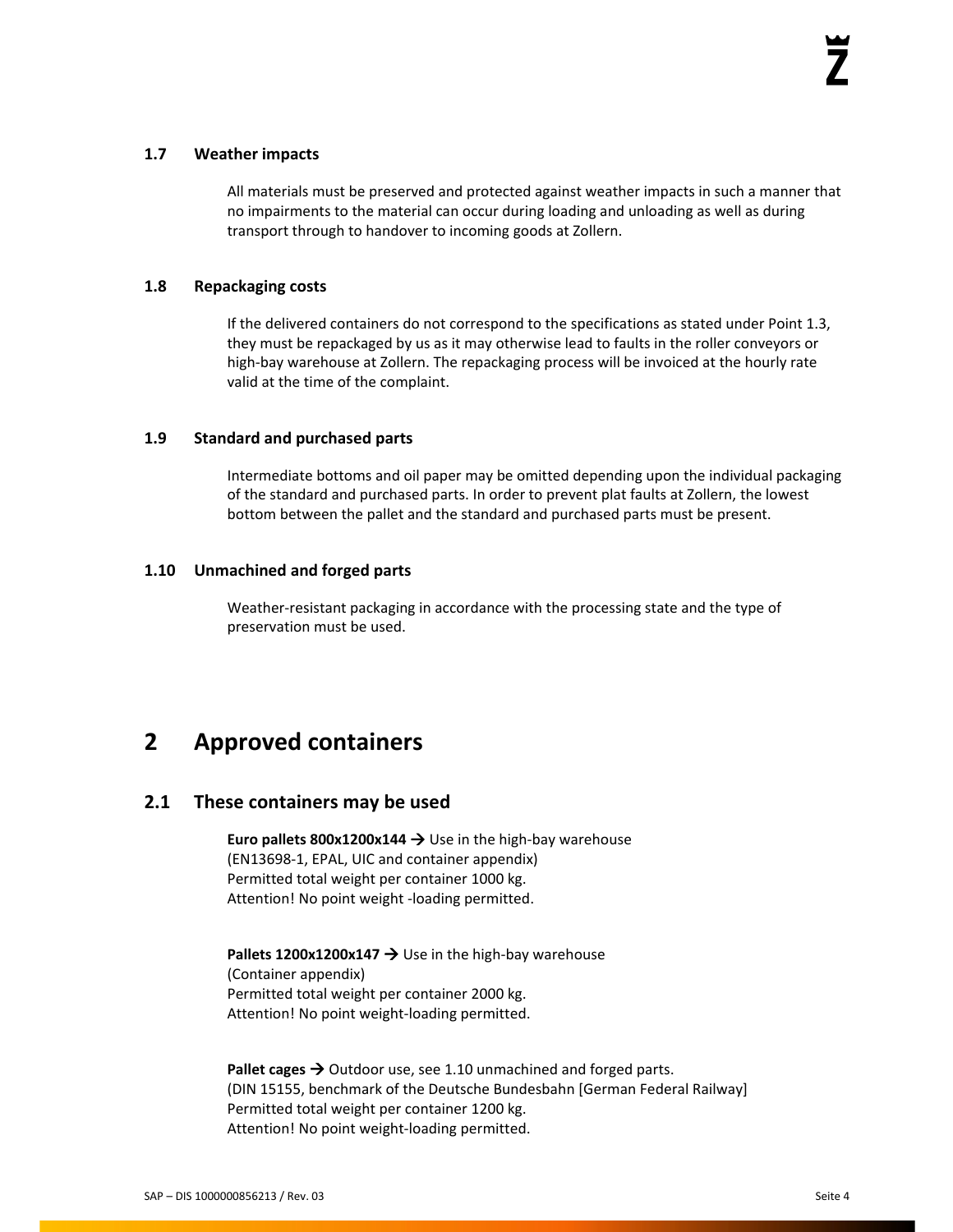### 1.7 Weather impacts

All materials must be preserved and protected against weather impacts in such a manner that no impairments to the material can occur during loading and unloading as well as during transport through to handover to incoming goods at Zollern.

### 1.8 Repackaging costs

If the delivered containers do not correspond to the specifications as stated under Point 1.3, they must be repackaged by us as it may otherwise lead to faults in the roller conveyors or high-bay warehouse at Zollern. The repackaging process will be invoiced at the hourly rate valid at the time of the complaint.

### 1.9 Standard and purchased parts

Intermediate bottoms and oil paper may be omitted depending upon the individual packaging of the standard and purchased parts. In order to prevent plat faults at Zollern, the lowest bottom between the pallet and the standard and purchased parts must be present.

### 1.10 Unmachined and forged parts

Weather-resistant packaging in accordance with the processing state and the type of preservation must be used.

# 2 Approved containers

## 2.1 These containers may be used

**Euro pallets 800x1200x144 →** Use in the high-bay warehouse
(EN13698-1, EPAL, UIC and container appendix)
Permitted total weight per container 1000 kg.
Attention! No point weight -loading permitted.

**Pallets 1200x1200x147 →** Use in the high-bay warehouse
(Container appendix)
Permitted total weight per container 2000 kg.
Attention! No point weight-loading permitted.

**Pallet cages →** Outdoor use, see 1.10 unmachined and forged parts.
(DIN 15155, benchmark of the Deutsche Bundesbahn [German Federal Railway]
Permitted total weight per container 1200 kg.
Attention! No point weight-loading permitted.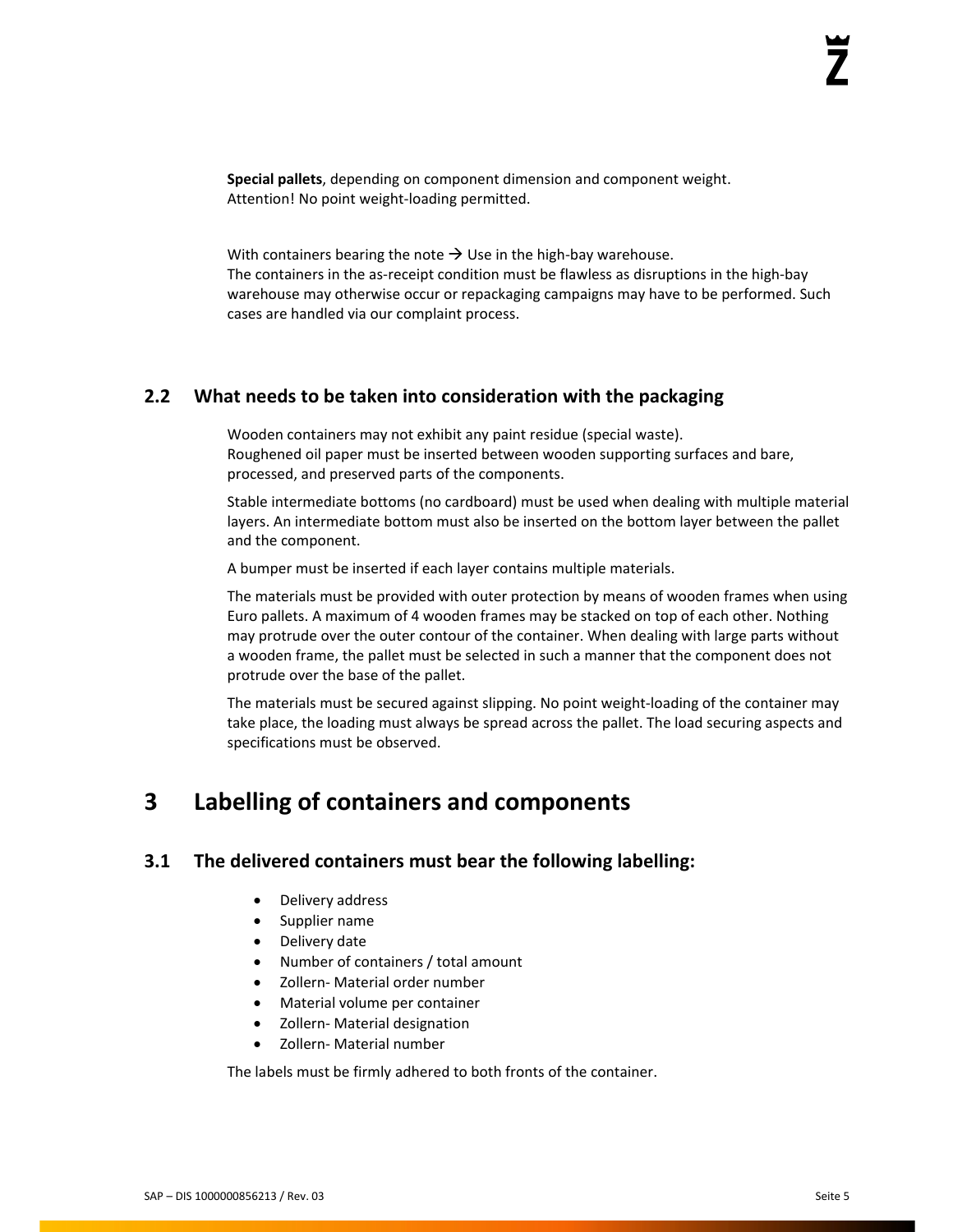**Special pallets**, depending on component dimension and component weight.
Attention! No point weight-loading permitted.

With containers bearing the note → Use in the high-bay warehouse.
The containers in the as-receipt condition must be flawless as disruptions in the high-bay warehouse may otherwise occur or repackaging campaigns may have to be performed. Such cases are handled via our complaint process.

## 2.2 What needs to be taken into consideration with the packaging

Wooden containers may not exhibit any paint residue (special waste).
Roughened oil paper must be inserted between wooden supporting surfaces and bare, processed, and preserved parts of the components.

Stable intermediate bottoms (no cardboard) must be used when dealing with multiple material layers. An intermediate bottom must also be inserted on the bottom layer between the pallet and the component.

A bumper must be inserted if each layer contains multiple materials.

The materials must be provided with outer protection by means of wooden frames when using Euro pallets. A maximum of 4 wooden frames may be stacked on top of each other. Nothing may protrude over the outer contour of the container. When dealing with large parts without a wooden frame, the pallet must be selected in such a manner that the component does not protrude over the base of the pallet.

The materials must be secured against slipping. No point weight-loading of the container may take place, the loading must always be spread across the pallet. The load securing aspects and specifications must be observed.

# 3 Labelling of containers and components

## 3.1 The delivered containers must bear the following labelling:

- Delivery address
- Supplier name
- Delivery date
- Number of containers / total amount
- Zollern- Material order number
- Material volume per container
- Zollern- Material designation
- Zollern- Material number

The labels must be firmly adhered to both fronts of the container.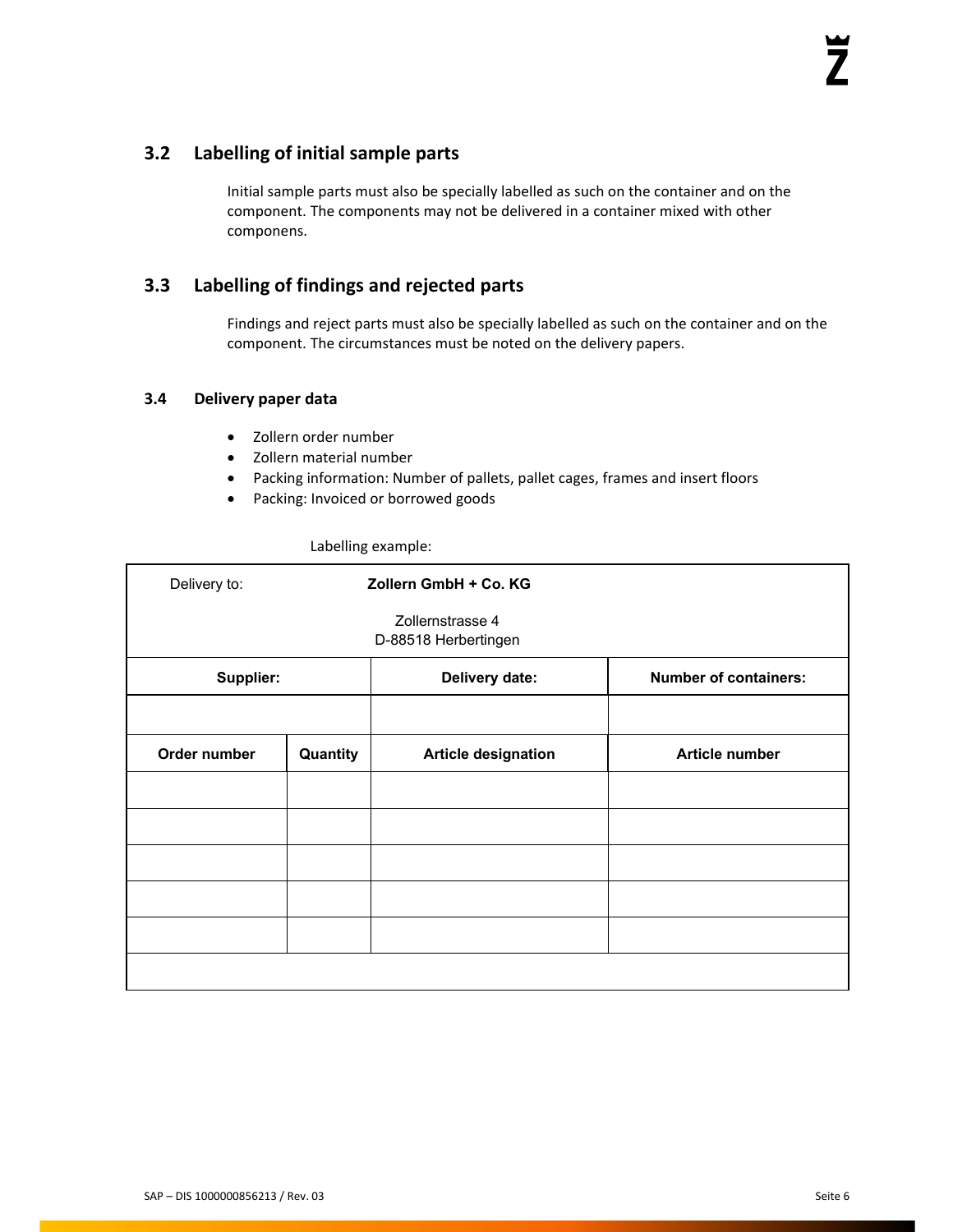## 3.2 Labelling of initial sample parts

Initial sample parts must also be specially labelled as such on the container and on the component. The components may not be delivered in a container mixed with other componens.

## 3.3 Labelling of findings and rejected parts

Findings and reject parts must also be specially labelled as such on the container and on the component. The circumstances must be noted on the delivery papers.

### 3.4 Delivery paper data

- Zollern order number
- Zollern material number
- Packing information: Number of pallets, pallet cages, frames and insert floors
- Packing: Invoiced or borrowed goods

Labelling example:

| Delivery to: | | **Zollern GmbH + Co. KG**<br>Zollernstrasse 4<br>D-88518 Herbertingen | |
|---|---|---|---|
| **Supplier:** | | **Delivery date:** | **Number of containers:** |
| | | | |
| **Order number** | **Quantity** | **Article designation** | **Article number** |
| | | | |
| | | | |
| | | | |
| | | | |
| | | | |
| | | | |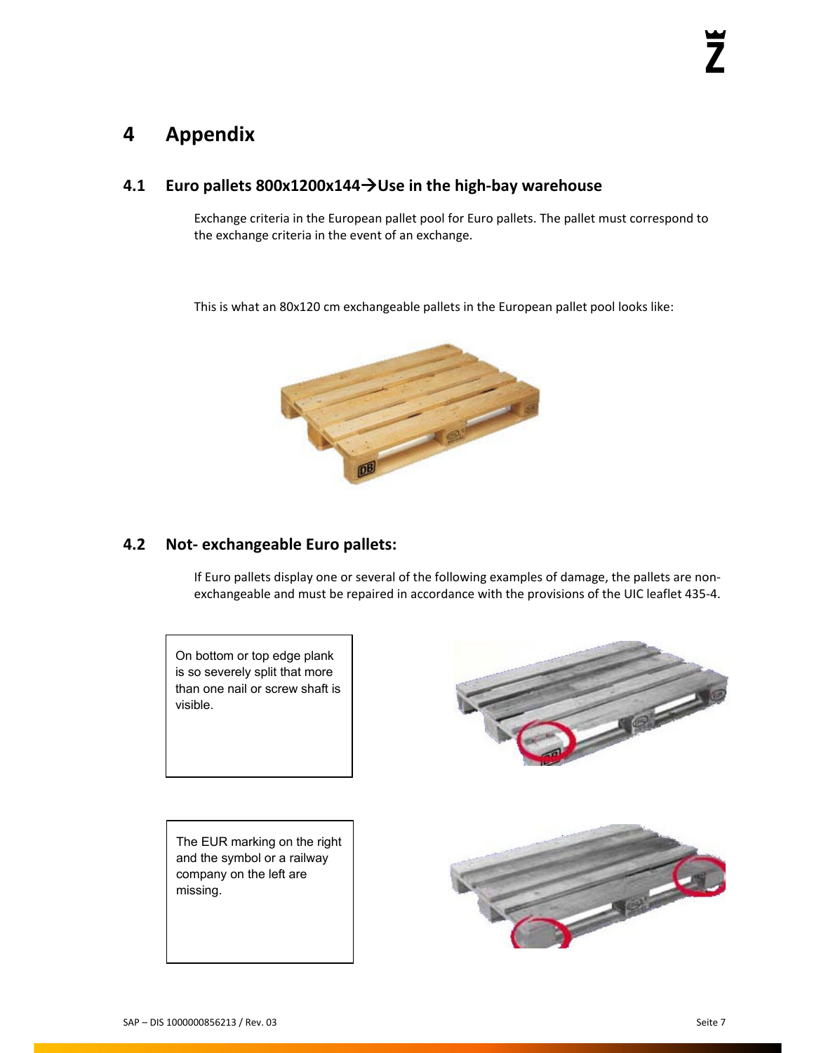# 4 Appendix

## 4.1 Euro pallets 800x1200x144→Use in the high-bay warehouse

Exchange criteria in the European pallet pool for Euro pallets. The pallet must correspond to the exchange criteria in the event of an exchange.

This is what an 80x120 cm exchangeable pallets in the European pallet pool looks like:

## 4.2 Not- exchangeable Euro pallets:

If Euro pallets display one or several of the following examples of damage, the pallets are non-exchangeable and must be repaired in accordance with the provisions of the UIC leaflet 435-4.

On bottom or top edge plank is so severely split that more than one nail or screw shaft is visible.

The EUR marking on the right and the symbol or a railway company on the left are missing.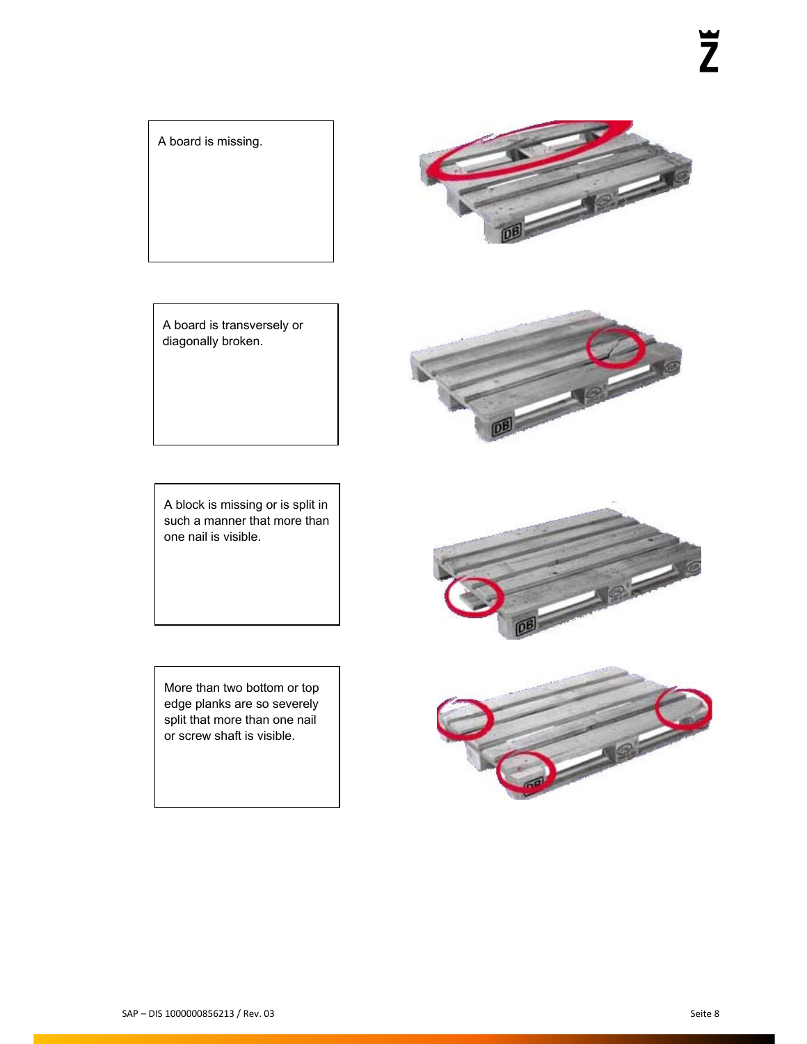A board is missing.

A board is transversely or diagonally broken.

A block is missing or is split in such a manner that more than one nail is visible.

More than two bottom or top edge planks are so severely split that more than one nail or screw shaft is visible.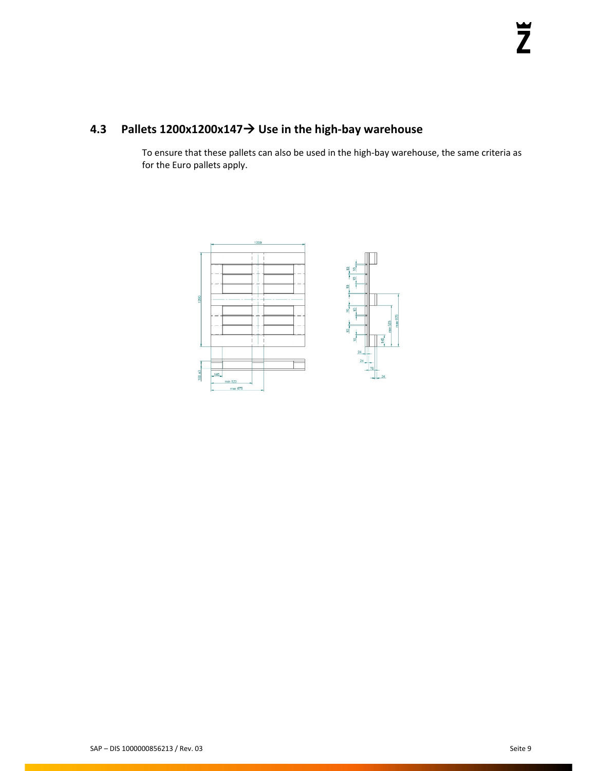## 4.3 Pallets 1200x1200x147→ Use in the high-bay warehouse

To ensure that these pallets can also be used in the high-bay warehouse, the same criteria as for the Euro pallets apply.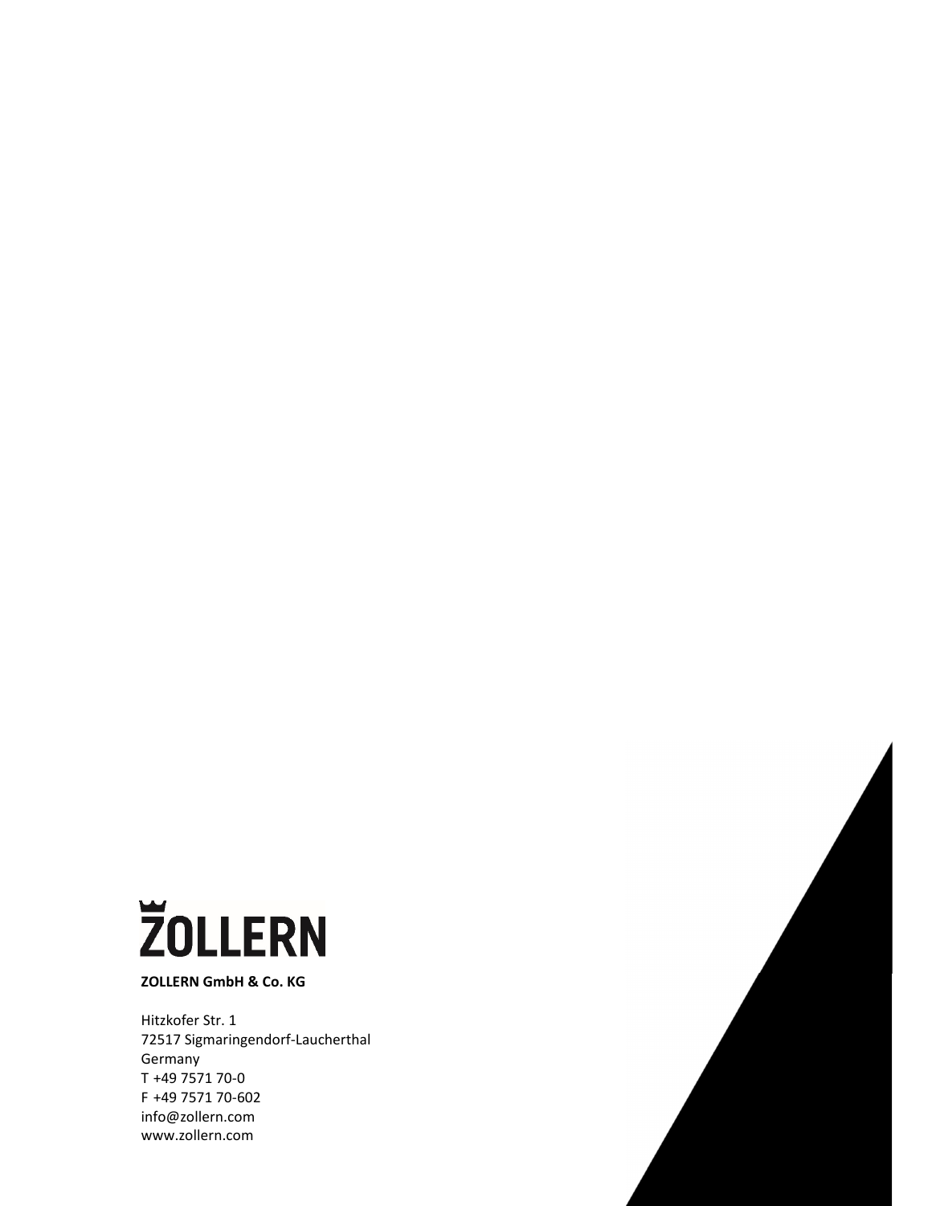ZOLLERN

**ZOLLERN GmbH & Co. KG**

Hitzkofer Str. 1
72517 Sigmaringendorf-Laucherthal
Germany
T +49 7571 70-0
F +49 7571 70-602
info@zollern.com
www.zollern.com